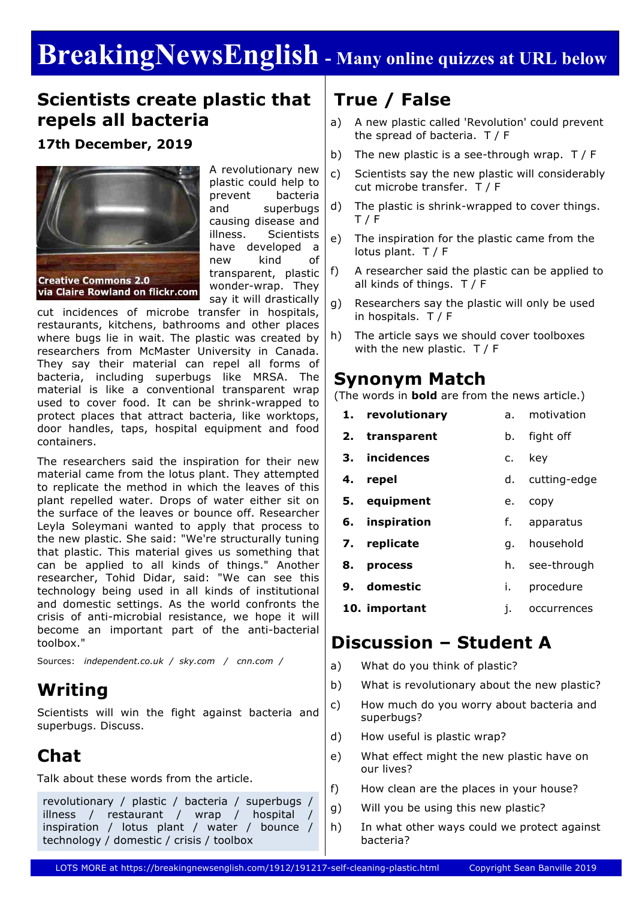# BreakingNewsEnglish - Many online quizzes at URL below

## Scientists create plastic that repels all bacteria

**17th December, 2019**

Creative Commons 2.0 via Claire Rowland on flickr.com

A revolutionary new plastic could help to prevent bacteria and superbugs causing disease and illness. Scientists have developed a new kind of transparent, plastic wonder-wrap. They say it will drastically cut incidences of microbe transfer in hospitals, restaurants, kitchens, bathrooms and other places where bugs lie in wait. The plastic was created by researchers from McMaster University in Canada. They say their material can repel all forms of bacteria, including superbugs like MRSA. The material is like a conventional transparent wrap used to cover food. It can be shrink-wrapped to protect places that attract bacteria, like worktops, door handles, taps, hospital equipment and food containers.

The researchers said the inspiration for their new material came from the lotus plant. They attempted to replicate the method in which the leaves of this plant repelled water. Drops of water either sit on the surface of the leaves or bounce off. Researcher Leyla Soleymani wanted to apply that process to the new plastic. She said: "We're structurally tuning that plastic. This material gives us something that can be applied to all kinds of things." Another researcher, Tohid Didar, said: "We can see this technology being used in all kinds of institutional and domestic settings. As the world confronts the crisis of anti-microbial resistance, we hope it will become an important part of the anti-bacterial toolbox."

Sources: *independent.co.uk / sky.com / cnn.com /*

## Writing

Scientists will win the fight against bacteria and superbugs. Discuss.

## Chat

Talk about these words from the article.

revolutionary / plastic / bacteria / superbugs / illness / restaurant / wrap / hospital / inspiration / lotus plant / water / bounce / technology / domestic / crisis / toolbox

## True / False

a) A new plastic called 'Revolution' could prevent the spread of bacteria. T / F

b) The new plastic is a see-through wrap. T / F

c) Scientists say the new plastic will considerably cut microbe transfer. T / F

d) The plastic is shrink-wrapped to cover things. T / F

e) The inspiration for the plastic came from the lotus plant. T / F

f) A researcher said the plastic can be applied to all kinds of things. T / F

g) Researchers say the plastic will only be used in hospitals. T / F

h) The article says we should cover toolboxes with the new plastic. T / F

## Synonym Match

(The words in **bold** are from the news article.)

| | | | |
|---|---|---|---|
| 1. | **revolutionary** | a. | motivation |
| 2. | **transparent** | b. | fight off |
| 3. | **incidences** | c. | key |
| 4. | **repel** | d. | cutting-edge |
| 5. | **equipment** | e. | copy |
| 6. | **inspiration** | f. | apparatus |
| 7. | **replicate** | g. | household |
| 8. | **process** | h. | see-through |
| 9. | **domestic** | i. | procedure |
| 10. | **important** | j. | occurrences |

## Discussion – Student A

a) What do you think of plastic?

b) What is revolutionary about the new plastic?

c) How much do you worry about bacteria and superbugs?

d) How useful is plastic wrap?

e) What effect might the new plastic have on our lives?

f) How clean are the places in your house?

g) Will you be using this new plastic?

h) In what other ways could we protect against bacteria?

LOTS MORE at https://breakingnewsenglish.com/1912/191217-self-cleaning-plastic.html Copyright Sean Banville 2019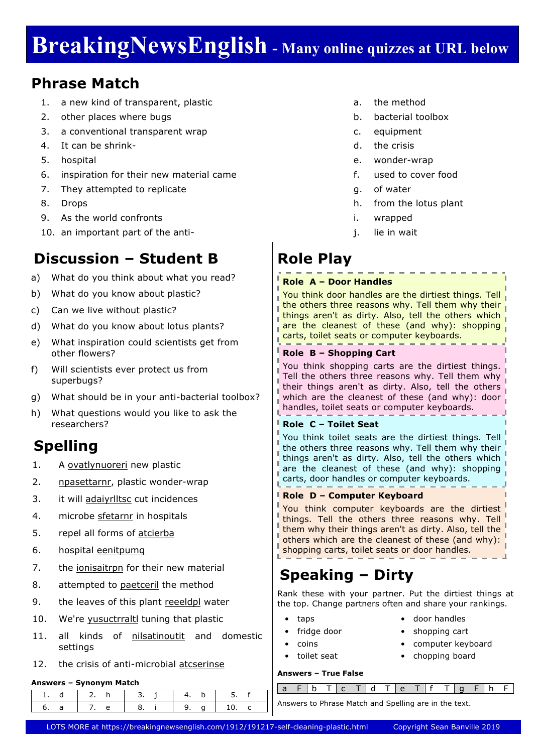# BreakingNewsEnglish - Many online quizzes at URL below

## Phrase Match

1. a new kind of transparent, plastic
2. other places where bugs
3. a conventional transparent wrap
4. It can be shrink-
5. hospital
6. inspiration for their new material came
7. They attempted to replicate
8. Drops
9. As the world confronts
10. an important part of the anti-

a. the method
b. bacterial toolbox
c. equipment
d. the crisis
e. wonder-wrap
f. used to cover food
g. of water
h. from the lotus plant
i. wrapped
j. lie in wait

## Discussion – Student B

a) What do you think about what you read?
b) What do you know about plastic?
c) Can we live without plastic?
d) What do you know about lotus plants?
e) What inspiration could scientists get from other flowers?
f) Will scientists ever protect us from superbugs?
g) What should be in your anti-bacterial toolbox?
h) What questions would you like to ask the researchers?

## Spelling

1. A ovatlynuoreri new plastic
2. npasettarnr, plastic wonder-wrap
3. it will adaiyrlltsc cut incidences
4. microbe sfetarnr in hospitals
5. repel all forms of atcierba
6. hospital eenitpumq
7. the ionisaitrpn for their new material
8. attempted to paetceril the method
9. the leaves of this plant reeeldpl water
10. We're yusuctrraltl tuning that plastic
11. all kinds of nilsatinoutit and domestic settings
12. the crisis of anti-microbial atcserinse

**Answers – Synonym Match**

| | | | | |
|---|---|---|---|---|
| 1. d | 2. h | 3. j | 4. b | 5. f |
| 6. a | 7. e | 8. i | 9. g | 10. c |

## Role Play

**Role A – Door Handles**

You think door handles are the dirtiest things. Tell the others three reasons why. Tell them why their things aren't as dirty. Also, tell the others which are the cleanest of these (and why): shopping carts, toilet seats or computer keyboards.

**Role B – Shopping Cart**

You think shopping carts are the dirtiest things. Tell the others three reasons why. Tell them why their things aren't as dirty. Also, tell the others which are the cleanest of these (and why): door handles, toilet seats or computer keyboards.

**Role C – Toilet Seat**

You think toilet seats are the dirtiest things. Tell the others three reasons why. Tell them why their things aren't as dirty. Also, tell the others which are the cleanest of these (and why): shopping carts, door handles or computer keyboards.

**Role D – Computer Keyboard**

You think computer keyboards are the dirtiest things. Tell the others three reasons why. Tell them why their things aren't as dirty. Also, tell the others which are the cleanest of these (and why): shopping carts, toilet seats or door handles.

## Speaking – Dirty

Rank these with your partner. Put the dirtiest things at the top. Change partners often and share your rankings.

- taps
- fridge door
- coins
- toilet seat
- door handles
- shopping cart
- computer keyboard
- chopping board

**Answers – True False**

| | | | | | | | | | | | | | | | |
|---|---|---|---|---|---|---|---|---|---|---|---|---|---|---|---|
| a | F | b | T | c | T | d | T | e | T | f | T | g | F | h | F |

Answers to Phrase Match and Spelling are in the text.

LOTS MORE at https://breakingnewsenglish.com/1912/191217-self-cleaning-plastic.html Copyright Sean Banville 2019